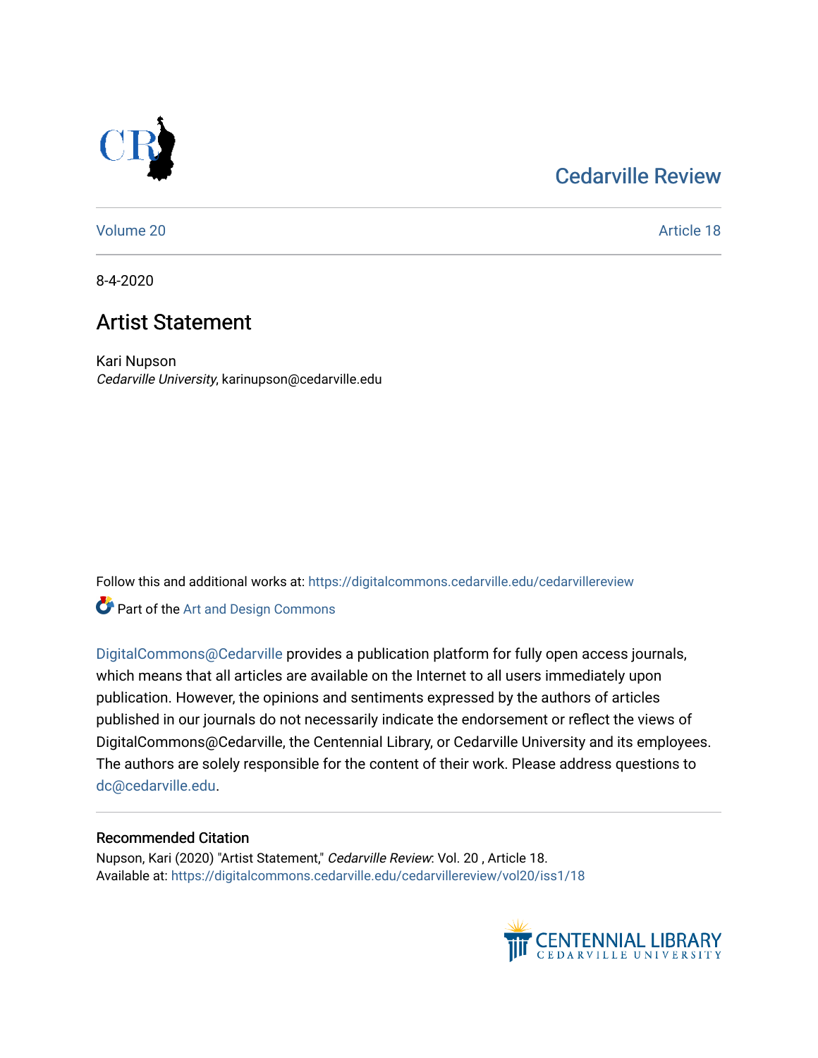Cedarville Review

Volume 20 Article 18

8-4-2020

# Artist Statement

Kari Nupson
*Cedarville University*, karinupson@cedarville.edu

Follow this and additional works at: https://digitalcommons.cedarville.edu/cedarvillereview

Part of the Art and Design Commons

DigitalCommons@Cedarville provides a publication platform for fully open access journals, which means that all articles are available on the Internet to all users immediately upon publication. However, the opinions and sentiments expressed by the authors of articles published in our journals do not necessarily indicate the endorsement or reflect the views of DigitalCommons@Cedarville, the Centennial Library, or Cedarville University and its employees. The authors are solely responsible for the content of their work. Please address questions to dc@cedarville.edu.

## Recommended Citation

Nupson, Kari (2020) "Artist Statement," *Cedarville Review*: Vol. 20 , Article 18.
Available at: https://digitalcommons.cedarville.edu/cedarvillereview/vol20/iss1/18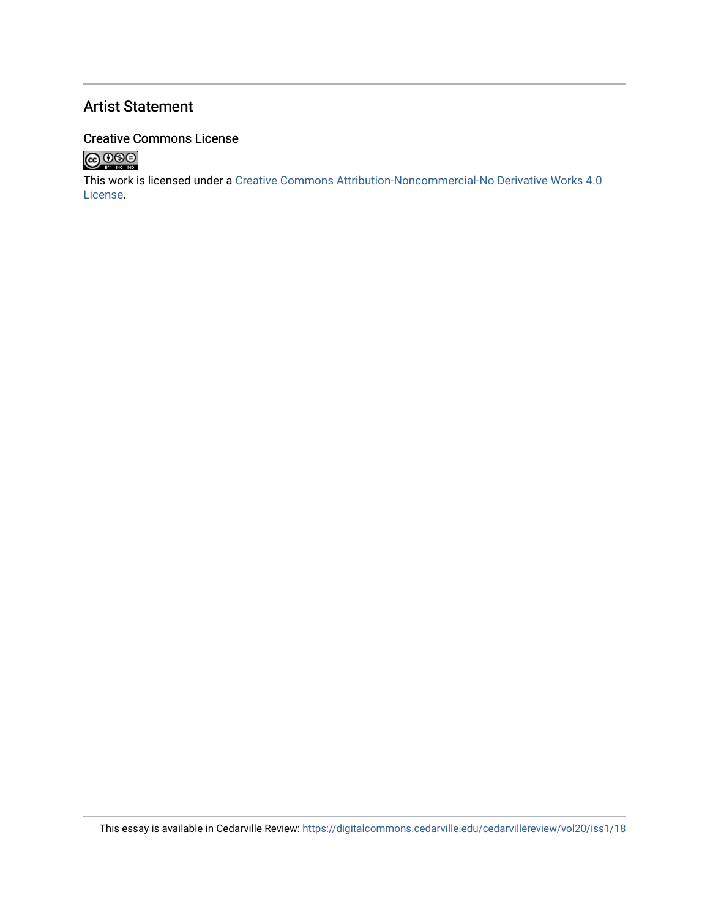## Artist Statement

### Creative Commons License

This work is licensed under a Creative Commons Attribution-Noncommercial-No Derivative Works 4.0 License.

This essay is available in Cedarville Review: https://digitalcommons.cedarville.edu/cedarvillereview/vol20/iss1/18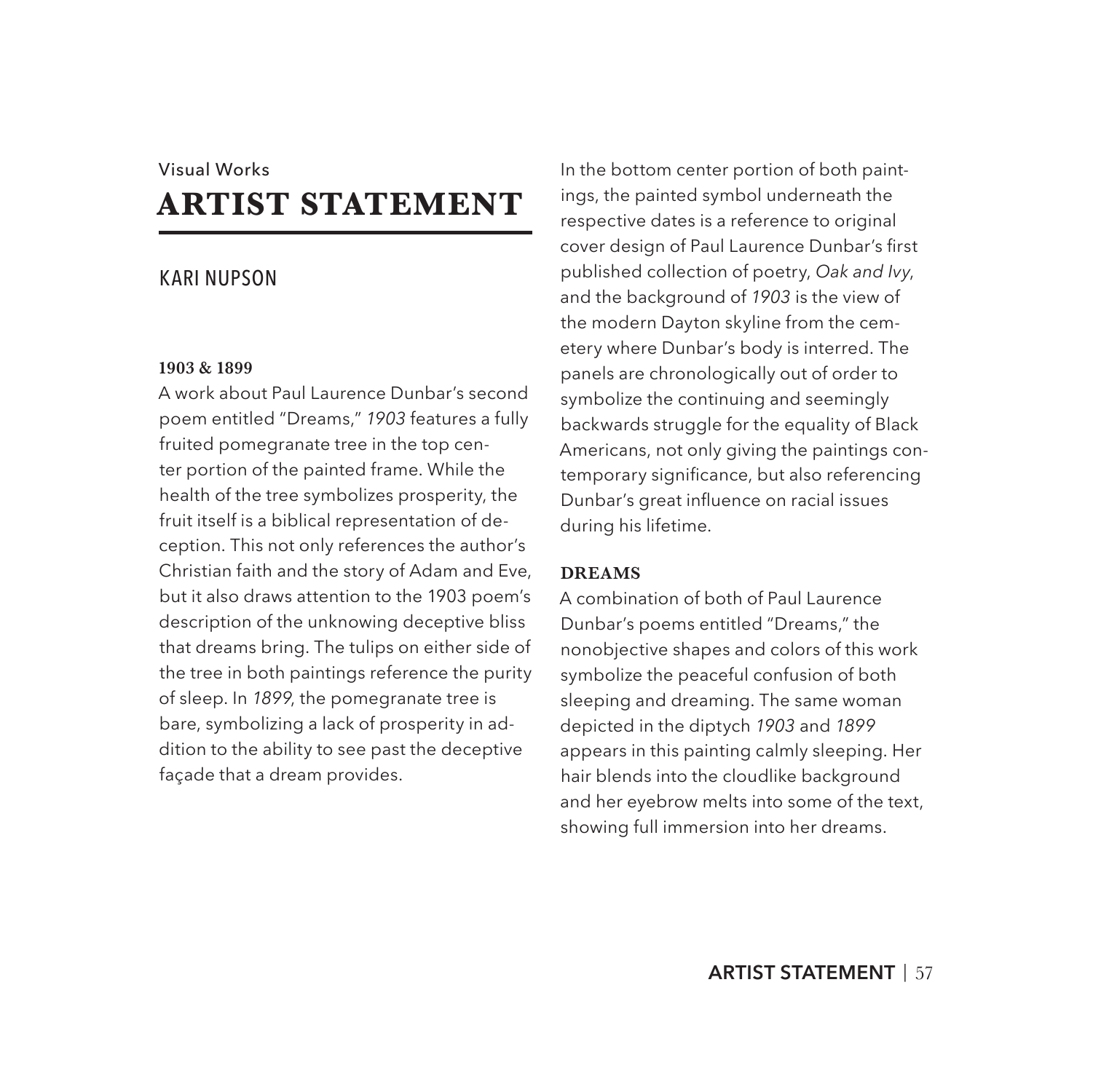Visual Works

# ARTIST STATEMENT

## KARI NUPSON

### 1903 & 1899

A work about Paul Laurence Dunbar's second poem entitled "Dreams," *1903* features a fully fruited pomegranate tree in the top center portion of the painted frame. While the health of the tree symbolizes prosperity, the fruit itself is a biblical representation of deception. This not only references the author's Christian faith and the story of Adam and Eve, but it also draws attention to the 1903 poem's description of the unknowing deceptive bliss that dreams bring. The tulips on either side of the tree in both paintings reference the purity of sleep. In *1899*, the pomegranate tree is bare, symbolizing a lack of prosperity in addition to the ability to see past the deceptive façade that a dream provides.

In the bottom center portion of both paintings, the painted symbol underneath the respective dates is a reference to original cover design of Paul Laurence Dunbar's first published collection of poetry, *Oak and Ivy*, and the background of *1903* is the view of the modern Dayton skyline from the cemetery where Dunbar's body is interred. The panels are chronologically out of order to symbolize the continuing and seemingly backwards struggle for the equality of Black Americans, not only giving the paintings contemporary significance, but also referencing Dunbar's great influence on racial issues during his lifetime.

### DREAMS

A combination of both of Paul Laurence Dunbar's poems entitled "Dreams," the nonobjective shapes and colors of this work symbolize the peaceful confusion of both sleeping and dreaming. The same woman depicted in the diptych *1903* and *1899* appears in this painting calmly sleeping. Her hair blends into the cloudlike background and her eyebrow melts into some of the text, showing full immersion into her dreams.